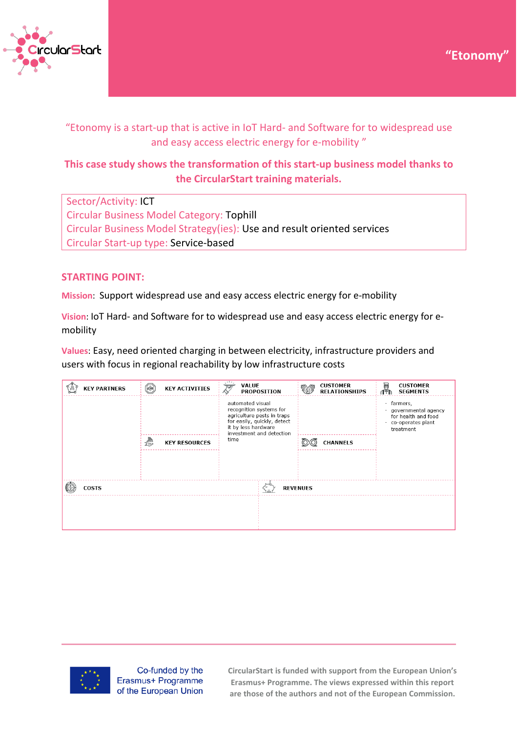# "Etonomy"

"Etonomy is a start-up that is active in IoT Hard- and Software for to widespread use and easy access electric energy for e-mobility "

**This case study shows the transformation of this start-up business model thanks to the CircularStart training materials.**

| |
|---|
| Sector/Activity: ICT |
| Circular Business Model Category: Tophill |
| Circular Business Model Strategy(ies): Use and result oriented services |
| Circular Start-up type: Service-based |

## STARTING POINT:

**Mission**: Support widespread use and easy access electric energy for e-mobility

**Vision**: IoT Hard- and Software for to widespread use and easy access electric energy for e-mobility

**Values**: Easy, need oriented charging in between electricity, infrastructure providers and users with focus in regional reachability by low infrastructure costs

| KEY PARTNERS | KEY ACTIVITIES | VALUE PROPOSITION | CUSTOMER RELATIONSHIPS | CUSTOMER SEGMENTS |
|---|---|---|---|---|
| | | automated visual recognition systems for agriculture pests in traps for easily, quickly, detect it by less hardware investment and detection time | | - farmers,<br>- governmental agency for health and food<br>- co-operates plant treatment |
| | KEY RESOURCES | | CHANNELS | |
| | | | | |
| COSTS | | REVENUES | | |
| | | | | |

Co-funded by the Erasmus+ Programme of the European Union

CircularStart is funded with support from the European Union's Erasmus+ Programme. The views expressed within this report are those of the authors and not of the European Commission.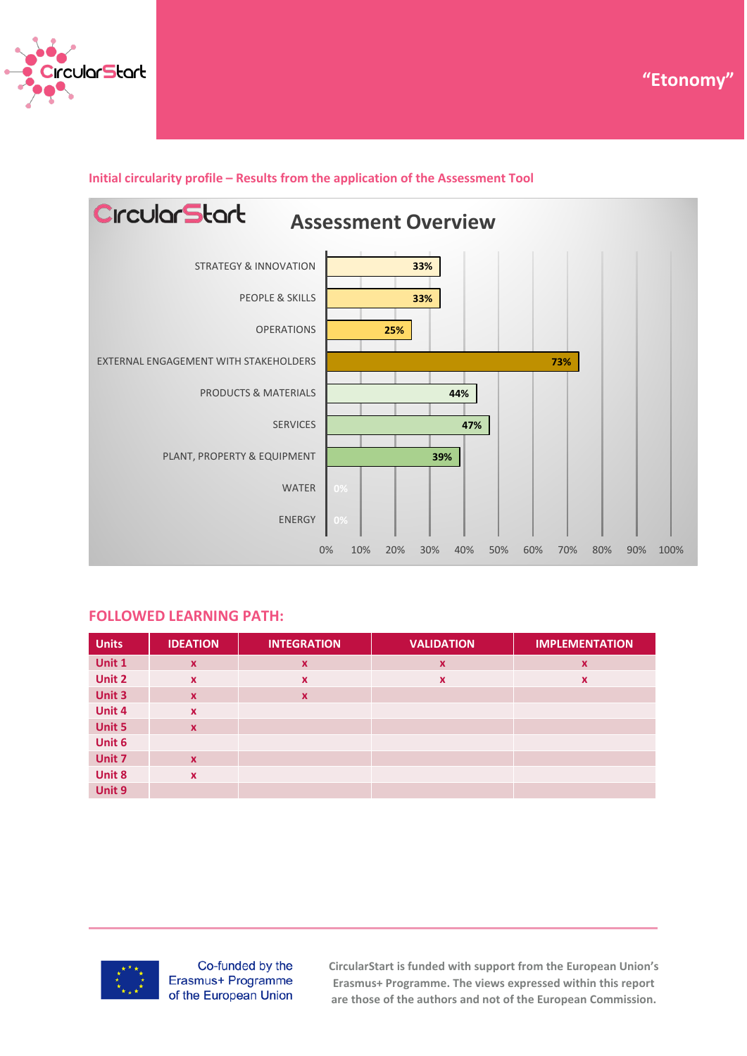"Etonomy"

**Initial circularity profile – Results from the application of the Assessment Tool**

**CircularStart – Assessment Overview**

| Area | Score |
|---|---|
| STRATEGY & INNOVATION | 33% |
| PEOPLE & SKILLS | 33% |
| OPERATIONS | 25% |
| EXTERNAL ENGAGEMENT WITH STAKEHOLDERS | 73% |
| PRODUCTS & MATERIALS | 44% |
| SERVICES | 47% |
| PLANT, PROPERTY & EQUIPMENT | 39% |
| WATER | 0% |
| ENERGY | 0% |

## FOLLOWED LEARNING PATH:

| Units | IDEATION | INTEGRATION | VALIDATION | IMPLEMENTATION |
|---|---|---|---|---|
| Unit 1 | x | x | x | x |
| Unit 2 | x | x | x | x |
| Unit 3 | x | x | | |
| Unit 4 | x | | | |
| Unit 5 | x | | | |
| Unit 6 | | | | |
| Unit 7 | x | | | |
| Unit 8 | x | | | |
| Unit 9 | | | | |

Co-funded by the Erasmus+ Programme of the European Union

**CircularStart is funded with support from the European Union's Erasmus+ Programme. The views expressed within this report are those of the authors and not of the European Commission.**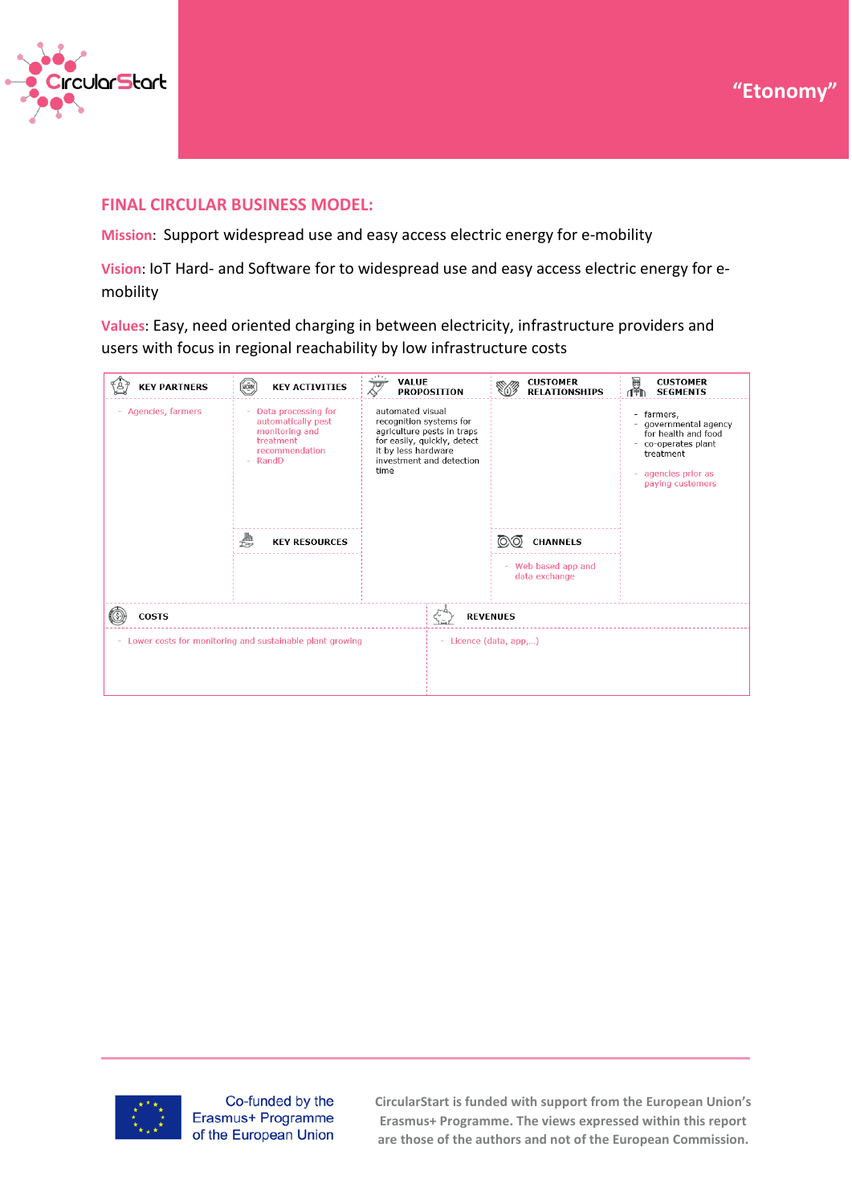“Etonomy”

## FINAL CIRCULAR BUSINESS MODEL:

**Mission**: Support widespread use and easy access electric energy for e-mobility

**Vision**: IoT Hard- and Software for to widespread use and easy access electric energy for e-mobility

**Values**: Easy, need oriented charging in between electricity, infrastructure providers and users with focus in regional reachability by low infrastructure costs

| KEY PARTNERS | KEY ACTIVITIES | VALUE PROPOSITION | CUSTOMER RELATIONSHIPS | CUSTOMER SEGMENTS |
|---|---|---|---|---|
| - Agencies, farmers | - Data processing for automatically pest monitoring and treatment recommendation<br>- RandD | automated visual recognition systems for agriculture pests in traps for easily, quickly, detect it by less hardware investment and detection time | | - farmers,<br>- governmental agency for health and food<br>- co-operates plant treatment<br><br>- agencies prior as paying customers |
| | **KEY RESOURCES** | | **CHANNELS** | |
| | | | - Web based app and data exchange | |

| COSTS | REVENUES |
|---|---|
| - Lower costs for monitoring and sustainable plant growing | - Licence (data, app,...) |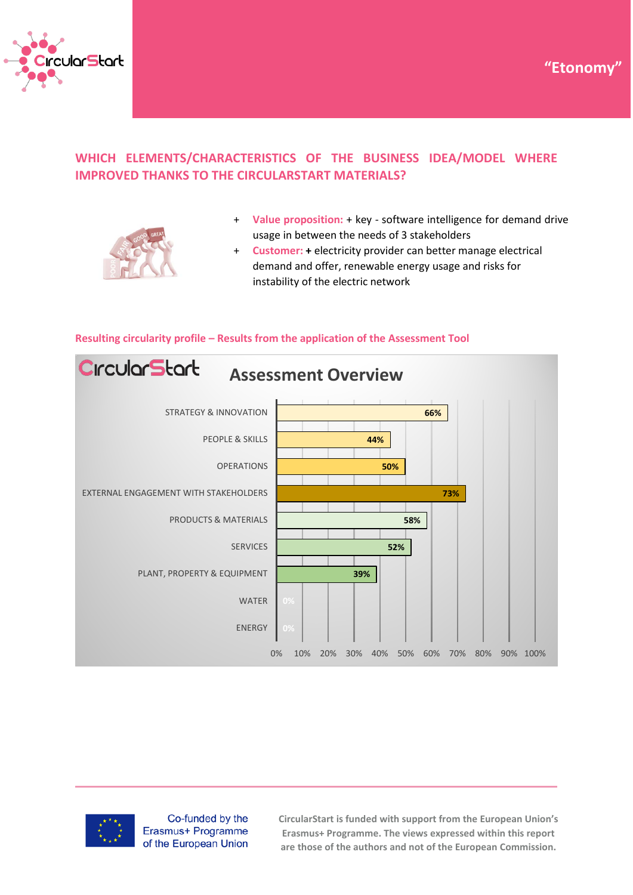"Etonomy"

## WHICH ELEMENTS/CHARACTERISTICS OF THE BUSINESS IDEA/MODEL WHERE IMPROVED THANKS TO THE CIRCULARSTART MATERIALS?

+ **Value proposition:** + key - software intelligence for demand drive usage in between the needs of 3 stakeholders
+ **Customer:** + electricity provider can better manage electrical demand and offer, renewable energy usage and risks for instability of the electric network

### Resulting circularity profile – Results from the application of the Assessment Tool

**CircularStart – Assessment Overview**

| Area | Score |
|---|---|
| STRATEGY & INNOVATION | 66% |
| PEOPLE & SKILLS | 44% |
| OPERATIONS | 50% |
| EXTERNAL ENGAGEMENT WITH STAKEHOLDERS | 73% |
| PRODUCTS & MATERIALS | 58% |
| SERVICES | 52% |
| PLANT, PROPERTY & EQUIPMENT | 39% |
| WATER | 0% |
| ENERGY | 0% |

Co-funded by the Erasmus+ Programme of the European Union

CircularStart is funded with support from the European Union's Erasmus+ Programme. The views expressed within this report are those of the authors and not of the European Commission.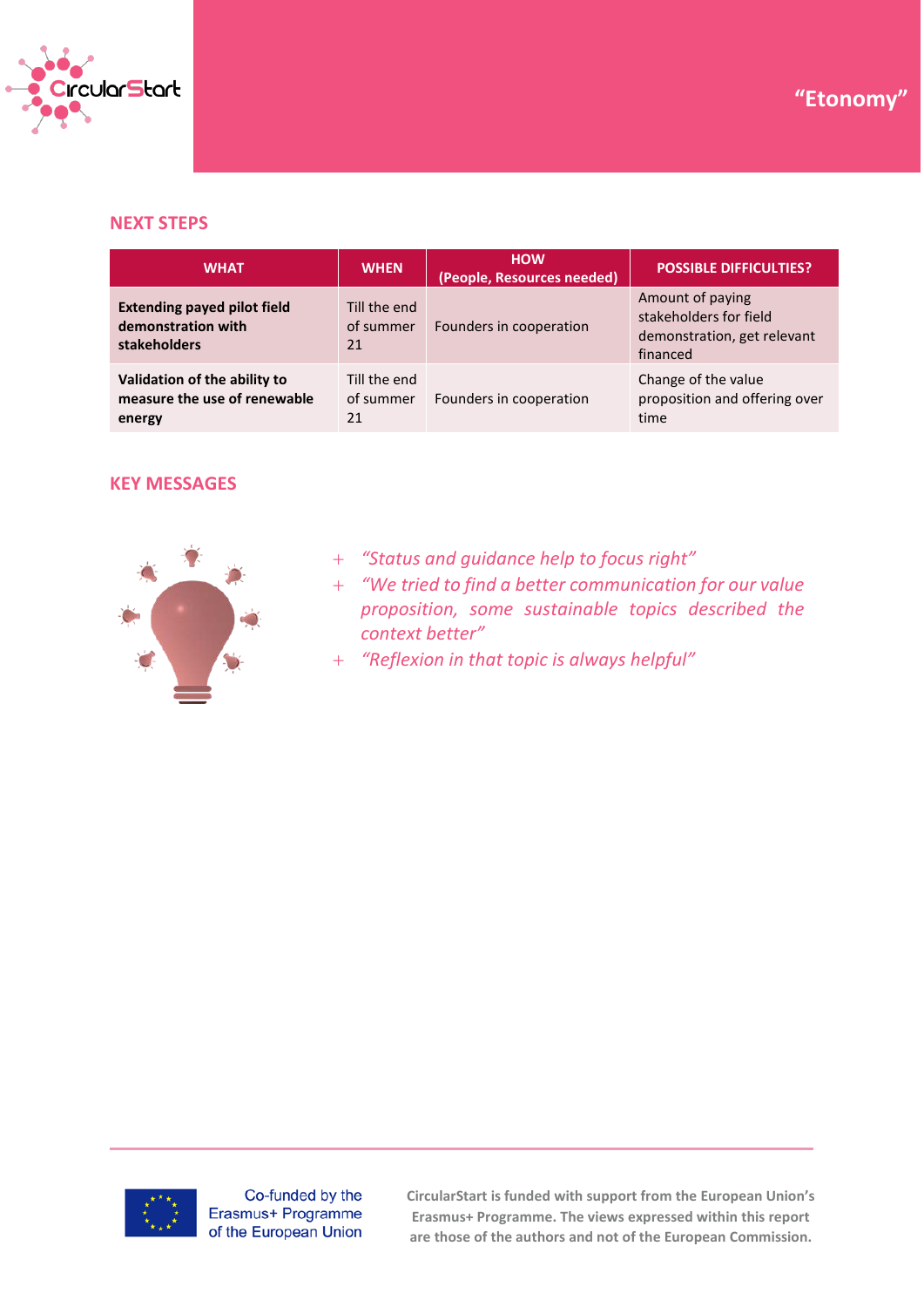"Etonomy"

## NEXT STEPS

| WHAT | WHEN | HOW (People, Resources needed) | POSSIBLE DIFFICULTIES? |
|---|---|---|---|
| **Extending payed pilot field demonstration with stakeholders** | Till the end of summer 21 | Founders in cooperation | Amount of paying stakeholders for field demonstration, get relevant financed |
| **Validation of the ability to measure the use of renewable energy** | Till the end of summer 21 | Founders in cooperation | Change of the value proposition and offering over time |

## KEY MESSAGES

- *"Status and guidance help to focus right"*
- *"We tried to find a better communication for our value proposition, some sustainable topics described the context better"*
- *"Reflexion in that topic is always helpful"*

Co-funded by the Erasmus+ Programme of the European Union

**CircularStart is funded with support from the European Union's Erasmus+ Programme. The views expressed within this report are those of the authors and not of the European Commission.**